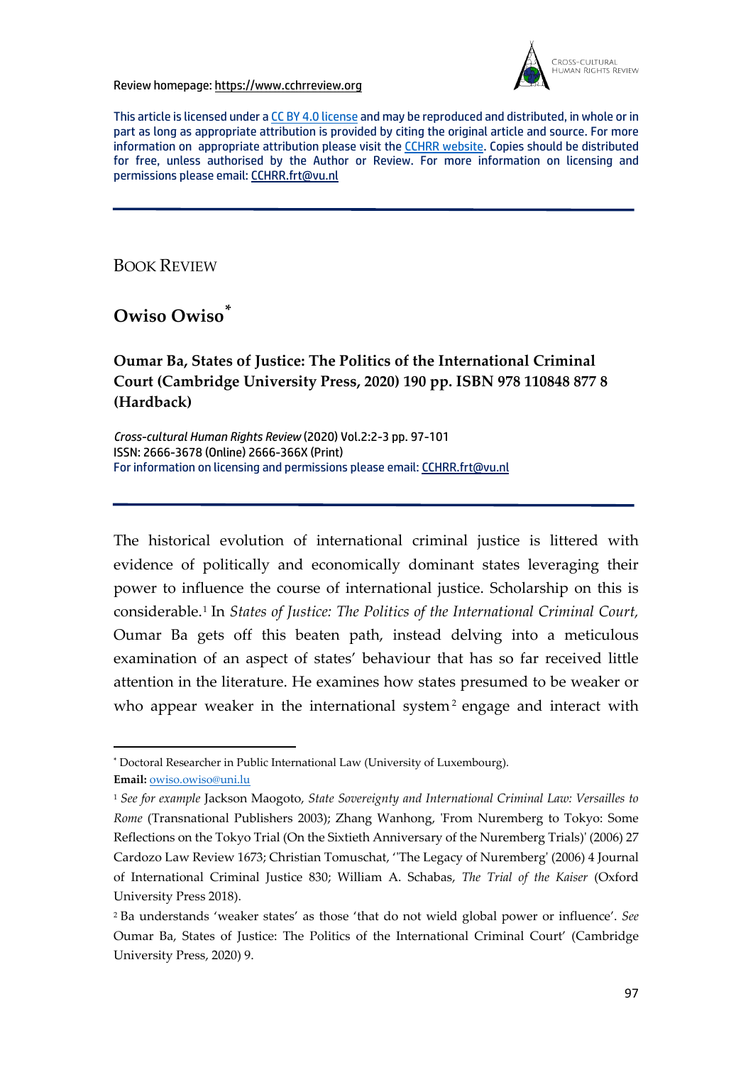Review homepage: https://www.cchrreview.org

This article is licensed under a CC BY 4.0 license and may be reproduced and distributed, in whole or in part as long as appropriate attribution is provided by citing the original article and source. For more information on appropriate attribution please visit the CCHRR website. Copies should be distributed for free, unless authorised by the Author or Review. For more information on licensing and permissions please email: CCHRR.frt@vu.nl

---

BOOK REVIEW

## Owiso Owiso[*]

### Oumar Ba, States of Justice: The Politics of the International Criminal Court (Cambridge University Press, 2020) 190 pp. ISBN 978 110848 877 8 (Hardback)

*Cross-cultural Human Rights Review* (2020) Vol.2:2-3 pp. 97-101
ISSN: 2666-3678 (Online) 2666-366X (Print)
For information on licensing and permissions please email: CCHRR.frt@vu.nl

---

The historical evolution of international criminal justice is littered with evidence of politically and economically dominant states leveraging their power to influence the course of international justice. Scholarship on this is considerable.[1] In *States of Justice: The Politics of the International Criminal Court,* Oumar Ba gets off this beaten path, instead delving into a meticulous examination of an aspect of states' behaviour that has so far received little attention in the literature. He examines how states presumed to be weaker or who appear weaker in the international system[2] engage and interact with

---

[*] Doctoral Researcher in Public International Law (University of Luxembourg).
**Email:** owiso.owiso@uni.lu

[1] *See for example* Jackson Maogoto, *State Sovereignty and International Criminal Law: Versailles to Rome* (Transnational Publishers 2003); Zhang Wanhong, 'From Nuremberg to Tokyo: Some Reflections on the Tokyo Trial (On the Sixtieth Anniversary of the Nuremberg Trials)' (2006) 27 Cardozo Law Review 1673; Christian Tomuschat, ''The Legacy of Nuremberg' (2006) 4 Journal of International Criminal Justice 830; William A. Schabas, *The Trial of the Kaiser* (Oxford University Press 2018).

[2] Ba understands 'weaker states' as those 'that do not wield global power or influence'. *See* Oumar Ba, States of Justice: The Politics of the International Criminal Court' (Cambridge University Press, 2020) 9.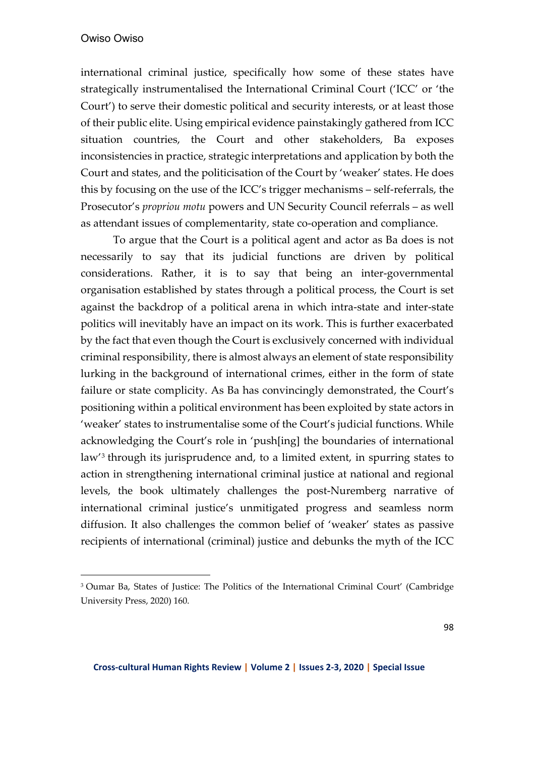international criminal justice, specifically how some of these states have strategically instrumentalised the International Criminal Court ('ICC' or 'the Court') to serve their domestic political and security interests, or at least those of their public elite. Using empirical evidence painstakingly gathered from ICC situation countries, the Court and other stakeholders, Ba exposes inconsistencies in practice, strategic interpretations and application by both the Court and states, and the politicisation of the Court by 'weaker' states. He does this by focusing on the use of the ICC's trigger mechanisms – self-referrals, the Prosecutor's *propriou motu* powers and UN Security Council referrals – as well as attendant issues of complementarity, state co-operation and compliance.

To argue that the Court is a political agent and actor as Ba does is not necessarily to say that its judicial functions are driven by political considerations. Rather, it is to say that being an inter-governmental organisation established by states through a political process, the Court is set against the backdrop of a political arena in which intra-state and inter-state politics will inevitably have an impact on its work. This is further exacerbated by the fact that even though the Court is exclusively concerned with individual criminal responsibility, there is almost always an element of state responsibility lurking in the background of international crimes, either in the form of state failure or state complicity. As Ba has convincingly demonstrated, the Court's positioning within a political environment has been exploited by state actors in 'weaker' states to instrumentalise some of the Court's judicial functions. While acknowledging the Court's role in 'push[ing] the boundaries of international law'[3] through its jurisprudence and, to a limited extent, in spurring states to action in strengthening international criminal justice at national and regional levels, the book ultimately challenges the post-Nuremberg narrative of international criminal justice's unmitigated progress and seamless norm diffusion. It also challenges the common belief of 'weaker' states as passive recipients of international (criminal) justice and debunks the myth of the ICC

[3] Oumar Ba, States of Justice: The Politics of the International Criminal Court' (Cambridge University Press, 2020) 160.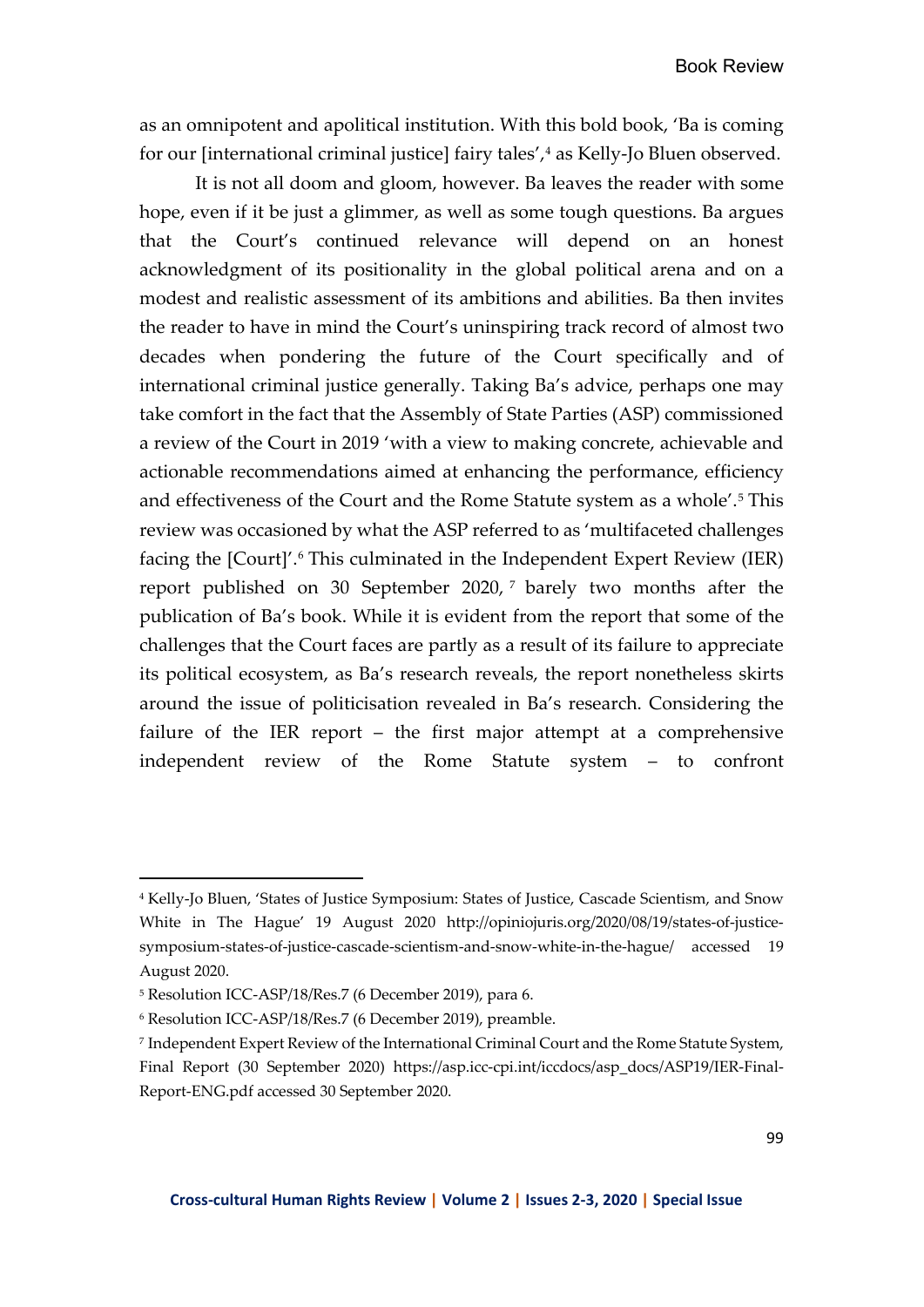as an omnipotent and apolitical institution. With this bold book, 'Ba is coming for our [international criminal justice] fairy tales',[4] as Kelly-Jo Bluen observed.

It is not all doom and gloom, however. Ba leaves the reader with some hope, even if it be just a glimmer, as well as some tough questions. Ba argues that the Court's continued relevance will depend on an honest acknowledgment of its positionality in the global political arena and on a modest and realistic assessment of its ambitions and abilities. Ba then invites the reader to have in mind the Court's uninspiring track record of almost two decades when pondering the future of the Court specifically and of international criminal justice generally. Taking Ba's advice, perhaps one may take comfort in the fact that the Assembly of State Parties (ASP) commissioned a review of the Court in 2019 'with a view to making concrete, achievable and actionable recommendations aimed at enhancing the performance, efficiency and effectiveness of the Court and the Rome Statute system as a whole'.[5] This review was occasioned by what the ASP referred to as 'multifaceted challenges facing the [Court]'.[6] This culminated in the Independent Expert Review (IER) report published on 30 September 2020,[7] barely two months after the publication of Ba's book. While it is evident from the report that some of the challenges that the Court faces are partly as a result of its failure to appreciate its political ecosystem, as Ba's research reveals, the report nonetheless skirts around the issue of politicisation revealed in Ba's research. Considering the failure of the IER report – the first major attempt at a comprehensive independent review of the Rome Statute system – to confront

---

[4] Kelly-Jo Bluen, 'States of Justice Symposium: States of Justice, Cascade Scientism, and Snow White in The Hague' 19 August 2020 http://opiniojuris.org/2020/08/19/states-of-justice-symposium-states-of-justice-cascade-scientism-and-snow-white-in-the-hague/ accessed 19 August 2020.

[5] Resolution ICC-ASP/18/Res.7 (6 December 2019), para 6.

[6] Resolution ICC-ASP/18/Res.7 (6 December 2019), preamble.

[7] Independent Expert Review of the International Criminal Court and the Rome Statute System, Final Report (30 September 2020) https://asp.icc-cpi.int/iccdocs/asp_docs/ASP19/IER-Final-Report-ENG.pdf accessed 30 September 2020.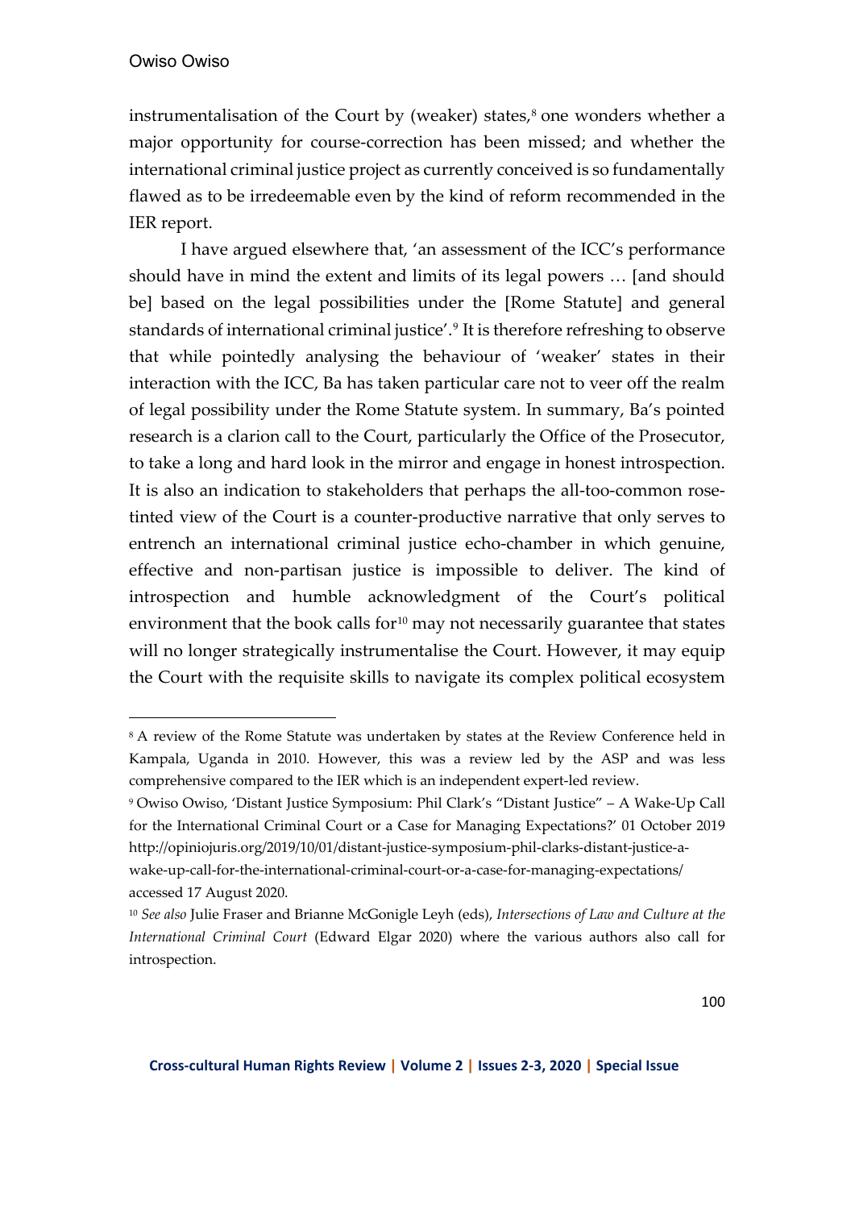instrumentalisation of the Court by (weaker) states,[8] one wonders whether a major opportunity for course-correction has been missed; and whether the international criminal justice project as currently conceived is so fundamentally flawed as to be irredeemable even by the kind of reform recommended in the IER report.

I have argued elsewhere that, 'an assessment of the ICC's performance should have in mind the extent and limits of its legal powers … [and should be] based on the legal possibilities under the [Rome Statute] and general standards of international criminal justice'.[9] It is therefore refreshing to observe that while pointedly analysing the behaviour of 'weaker' states in their interaction with the ICC, Ba has taken particular care not to veer off the realm of legal possibility under the Rome Statute system. In summary, Ba's pointed research is a clarion call to the Court, particularly the Office of the Prosecutor, to take a long and hard look in the mirror and engage in honest introspection. It is also an indication to stakeholders that perhaps the all-too-common rose-tinted view of the Court is a counter-productive narrative that only serves to entrench an international criminal justice echo-chamber in which genuine, effective and non-partisan justice is impossible to deliver. The kind of introspection and humble acknowledgment of the Court's political environment that the book calls for[10] may not necessarily guarantee that states will no longer strategically instrumentalise the Court. However, it may equip the Court with the requisite skills to navigate its complex political ecosystem

---

[8] A review of the Rome Statute was undertaken by states at the Review Conference held in Kampala, Uganda in 2010. However, this was a review led by the ASP and was less comprehensive compared to the IER which is an independent expert-led review.

[9] Owiso Owiso, 'Distant Justice Symposium: Phil Clark's "Distant Justice" – A Wake-Up Call for the International Criminal Court or a Case for Managing Expectations?' 01 October 2019 http://opiniojuris.org/2019/10/01/distant-justice-symposium-phil-clarks-distant-justice-a-wake-up-call-for-the-international-criminal-court-or-a-case-for-managing-expectations/ accessed 17 August 2020.

[10] *See also* Julie Fraser and Brianne McGonigle Leyh (eds), *Intersections of Law and Culture at the International Criminal Court* (Edward Elgar 2020) where the various authors also call for introspection.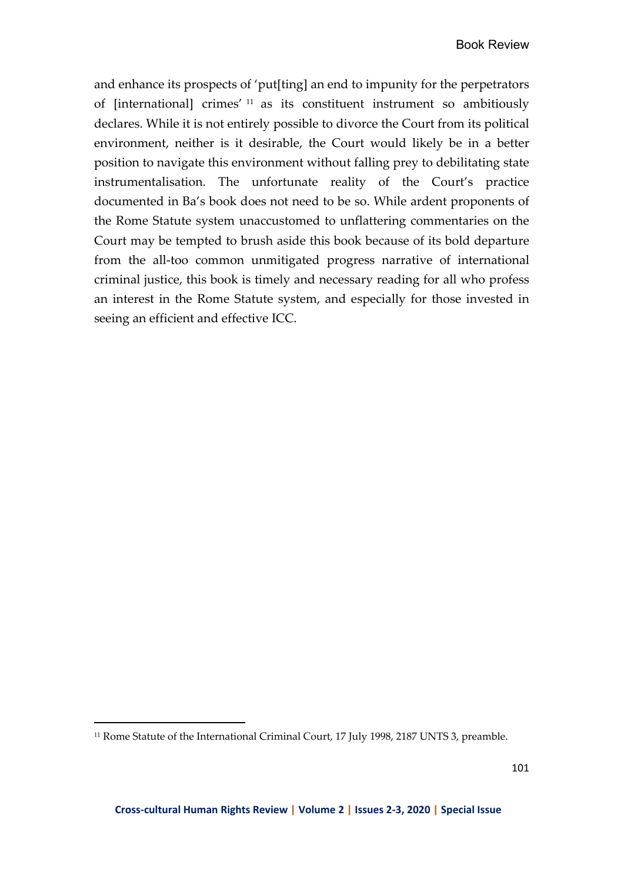and enhance its prospects of 'put[ting] an end to impunity for the perpetrators of [international] crimes' [11] as its constituent instrument so ambitiously declares. While it is not entirely possible to divorce the Court from its political environment, neither is it desirable, the Court would likely be in a better position to navigate this environment without falling prey to debilitating state instrumentalisation. The unfortunate reality of the Court's practice documented in Ba's book does not need to be so. While ardent proponents of the Rome Statute system unaccustomed to unflattering commentaries on the Court may be tempted to brush aside this book because of its bold departure from the all-too common unmitigated progress narrative of international criminal justice, this book is timely and necessary reading for all who profess an interest in the Rome Statute system, and especially for those invested in seeing an efficient and effective ICC.

[11] Rome Statute of the International Criminal Court, 17 July 1998, 2187 UNTS 3, preamble.